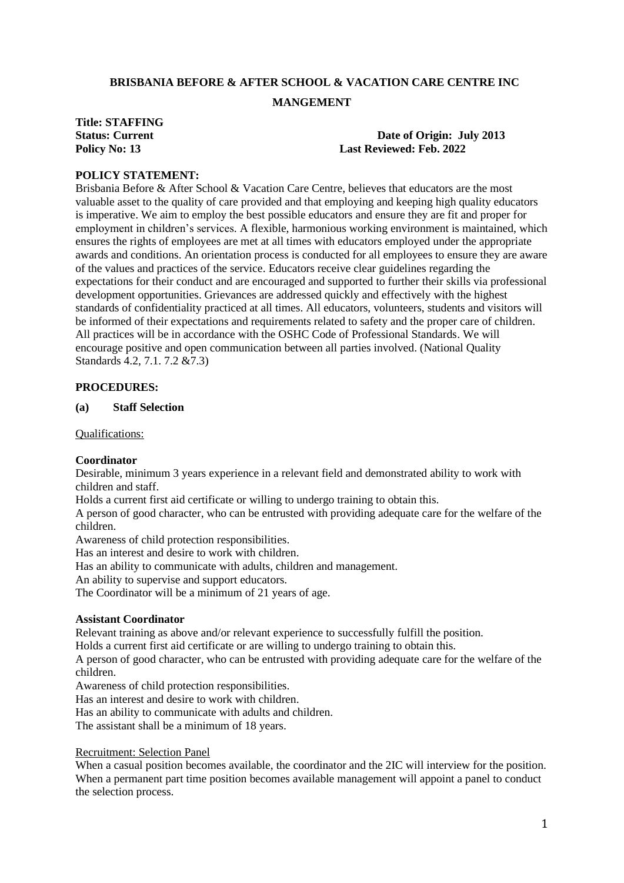**BRISBANIA BEFORE & AFTER SCHOOL & VACATION CARE CENTRE INC**

**MANGEMENT**

**Title: STAFFING**
**Status: Current** **Date of Origin: July 2013**
**Policy No: 13** **Last Reviewed: Feb. 2022**

**POLICY STATEMENT:**
Brisbania Before & After School & Vacation Care Centre, believes that educators are the most valuable asset to the quality of care provided and that employing and keeping high quality educators is imperative. We aim to employ the best possible educators and ensure they are fit and proper for employment in children's services. A flexible, harmonious working environment is maintained, which ensures the rights of employees are met at all times with educators employed under the appropriate awards and conditions. An orientation process is conducted for all employees to ensure they are aware of the values and practices of the service. Educators receive clear guidelines regarding the expectations for their conduct and are encouraged and supported to further their skills via professional development opportunities. Grievances are addressed quickly and effectively with the highest standards of confidentiality practiced at all times. All educators, volunteers, students and visitors will be informed of their expectations and requirements related to safety and the proper care of children. All practices will be in accordance with the OSHC Code of Professional Standards. We will encourage positive and open communication between all parties involved. (National Quality Standards 4.2, 7.1. 7.2 &7.3)

**PROCEDURES:**

**(a) Staff Selection**

Qualifications:

**Coordinator**
Desirable, minimum 3 years experience in a relevant field and demonstrated ability to work with children and staff.
Holds a current first aid certificate or willing to undergo training to obtain this.
A person of good character, who can be entrusted with providing adequate care for the welfare of the children.
Awareness of child protection responsibilities.
Has an interest and desire to work with children.
Has an ability to communicate with adults, children and management.
An ability to supervise and support educators.
The Coordinator will be a minimum of 21 years of age.

**Assistant Coordinator**
Relevant training as above and/or relevant experience to successfully fulfill the position.
Holds a current first aid certificate or are willing to undergo training to obtain this.
A person of good character, who can be entrusted with providing adequate care for the welfare of the children.
Awareness of child protection responsibilities.
Has an interest and desire to work with children.
Has an ability to communicate with adults and children.
The assistant shall be a minimum of 18 years.

Recruitment: Selection Panel
When a casual position becomes available, the coordinator and the 2IC will interview for the position. When a permanent part time position becomes available management will appoint a panel to conduct the selection process.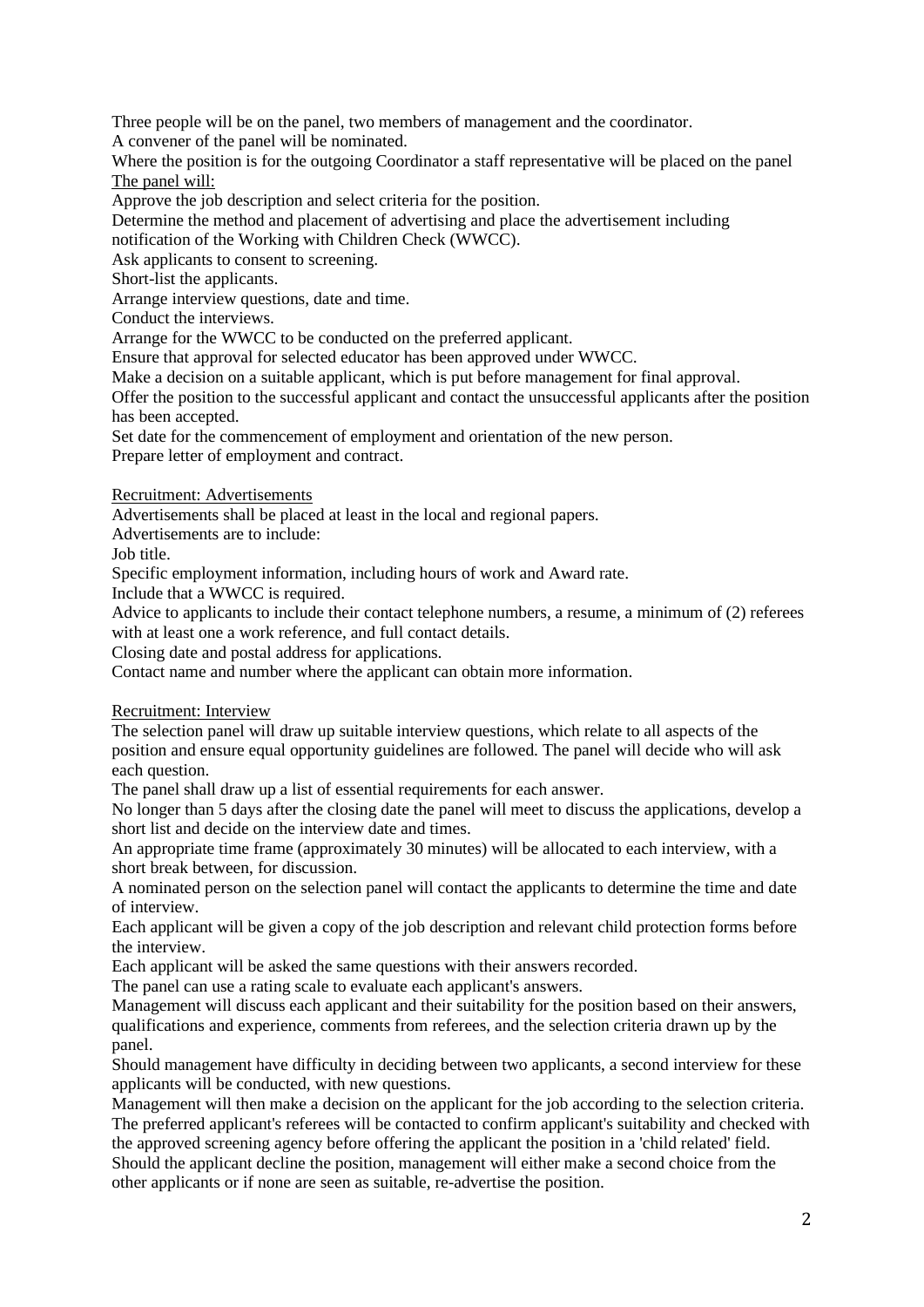Three people will be on the panel, two members of management and the coordinator.
A convener of the panel will be nominated.
Where the position is for the outgoing Coordinator a staff representative will be placed on the panel

<u>The panel will:</u>

Approve the job description and select criteria for the position.
Determine the method and placement of advertising and place the advertisement including notification of the Working with Children Check (WWCC).
Ask applicants to consent to screening.
Short-list the applicants.
Arrange interview questions, date and time.
Conduct the interviews.
Arrange for the WWCC to be conducted on the preferred applicant.
Ensure that approval for selected educator has been approved under WWCC.
Make a decision on a suitable applicant, which is put before management for final approval.
Offer the position to the successful applicant and contact the unsuccessful applicants after the position has been accepted.
Set date for the commencement of employment and orientation of the new person.
Prepare letter of employment and contract.

<u>Recruitment: Advertisements</u>

Advertisements shall be placed at least in the local and regional papers.
Advertisements are to include:
Job title.
Specific employment information, including hours of work and Award rate.
Include that a WWCC is required.
Advice to applicants to include their contact telephone numbers, a resume, a minimum of (2) referees with at least one a work reference, and full contact details.
Closing date and postal address for applications.
Contact name and number where the applicant can obtain more information.

<u>Recruitment: Interview</u>

The selection panel will draw up suitable interview questions, which relate to all aspects of the position and ensure equal opportunity guidelines are followed. The panel will decide who will ask each question.
The panel shall draw up a list of essential requirements for each answer.
No longer than 5 days after the closing date the panel will meet to discuss the applications, develop a short list and decide on the interview date and times.
An appropriate time frame (approximately 30 minutes) will be allocated to each interview, with a short break between, for discussion.
A nominated person on the selection panel will contact the applicants to determine the time and date of interview.
Each applicant will be given a copy of the job description and relevant child protection forms before the interview.
Each applicant will be asked the same questions with their answers recorded.
The panel can use a rating scale to evaluate each applicant's answers.
Management will discuss each applicant and their suitability for the position based on their answers, qualifications and experience, comments from referees, and the selection criteria drawn up by the panel.
Should management have difficulty in deciding between two applicants, a second interview for these applicants will be conducted, with new questions.
Management will then make a decision on the applicant for the job according to the selection criteria.
The preferred applicant's referees will be contacted to confirm applicant's suitability and checked with the approved screening agency before offering the applicant the position in a 'child related' field.
Should the applicant decline the position, management will either make a second choice from the other applicants or if none are seen as suitable, re-advertise the position.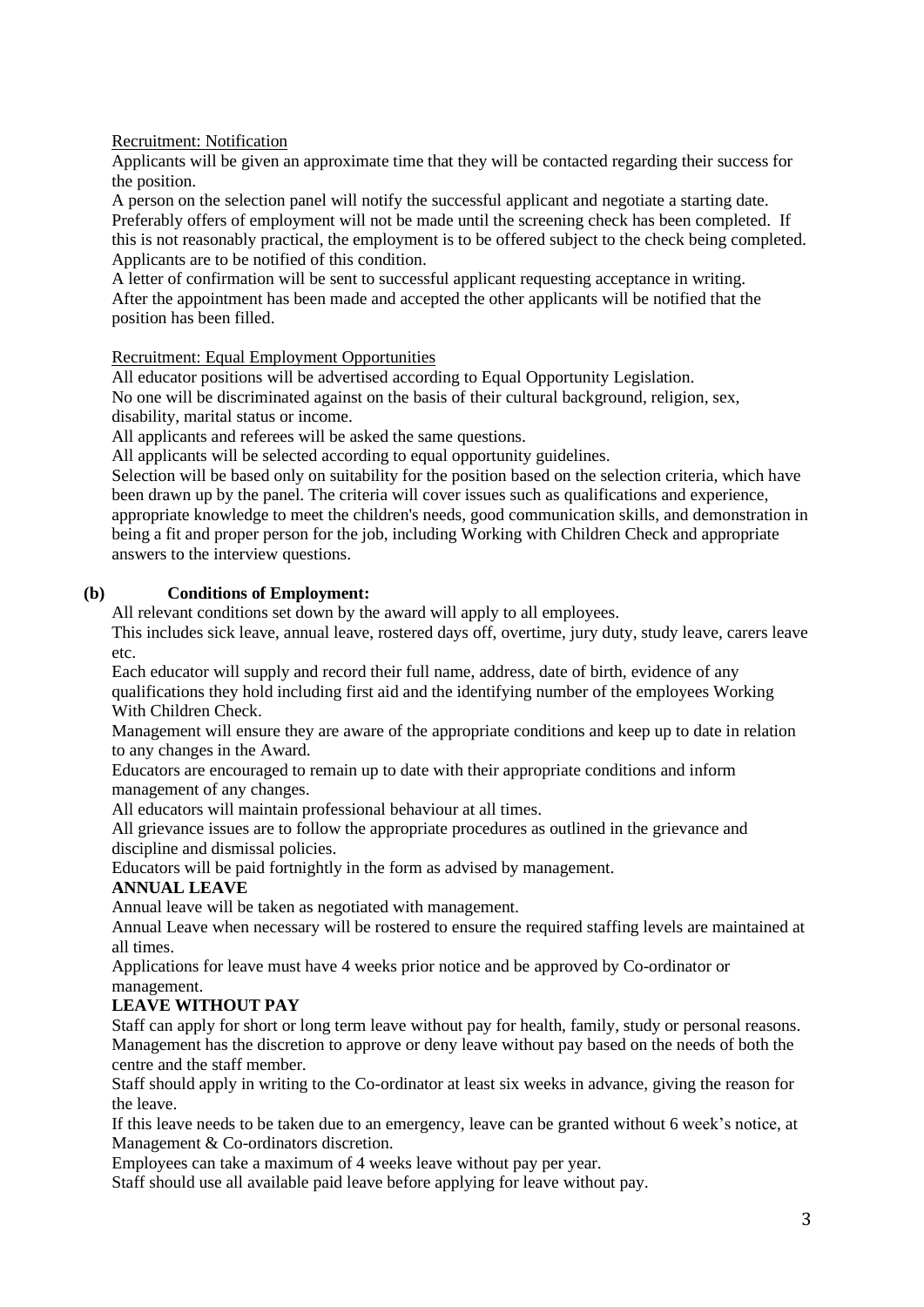Recruitment: Notification

Applicants will be given an approximate time that they will be contacted regarding their success for the position.

A person on the selection panel will notify the successful applicant and negotiate a starting date. Preferably offers of employment will not be made until the screening check has been completed. If this is not reasonably practical, the employment is to be offered subject to the check being completed. Applicants are to be notified of this condition.

A letter of confirmation will be sent to successful applicant requesting acceptance in writing.

After the appointment has been made and accepted the other applicants will be notified that the position has been filled.

Recruitment: Equal Employment Opportunities

All educator positions will be advertised according to Equal Opportunity Legislation.

No one will be discriminated against on the basis of their cultural background, religion, sex, disability, marital status or income.

All applicants and referees will be asked the same questions.

All applicants will be selected according to equal opportunity guidelines.

Selection will be based only on suitability for the position based on the selection criteria, which have been drawn up by the panel. The criteria will cover issues such as qualifications and experience, appropriate knowledge to meet the children's needs, good communication skills, and demonstration in being a fit and proper person for the job, including Working with Children Check and appropriate answers to the interview questions.

**(b) Conditions of Employment:**

All relevant conditions set down by the award will apply to all employees.

This includes sick leave, annual leave, rostered days off, overtime, jury duty, study leave, carers leave etc.

Each educator will supply and record their full name, address, date of birth, evidence of any qualifications they hold including first aid and the identifying number of the employees Working With Children Check.

Management will ensure they are aware of the appropriate conditions and keep up to date in relation to any changes in the Award.

Educators are encouraged to remain up to date with their appropriate conditions and inform management of any changes.

All educators will maintain professional behaviour at all times.

All grievance issues are to follow the appropriate procedures as outlined in the grievance and discipline and dismissal policies.

Educators will be paid fortnightly in the form as advised by management.

**ANNUAL LEAVE**

Annual leave will be taken as negotiated with management.

Annual Leave when necessary will be rostered to ensure the required staffing levels are maintained at all times.

Applications for leave must have 4 weeks prior notice and be approved by Co-ordinator or management.

**LEAVE WITHOUT PAY**

Staff can apply for short or long term leave without pay for health, family, study or personal reasons.

Management has the discretion to approve or deny leave without pay based on the needs of both the centre and the staff member.

Staff should apply in writing to the Co-ordinator at least six weeks in advance, giving the reason for the leave.

If this leave needs to be taken due to an emergency, leave can be granted without 6 week's notice, at Management & Co-ordinators discretion.

Employees can take a maximum of 4 weeks leave without pay per year.

Staff should use all available paid leave before applying for leave without pay.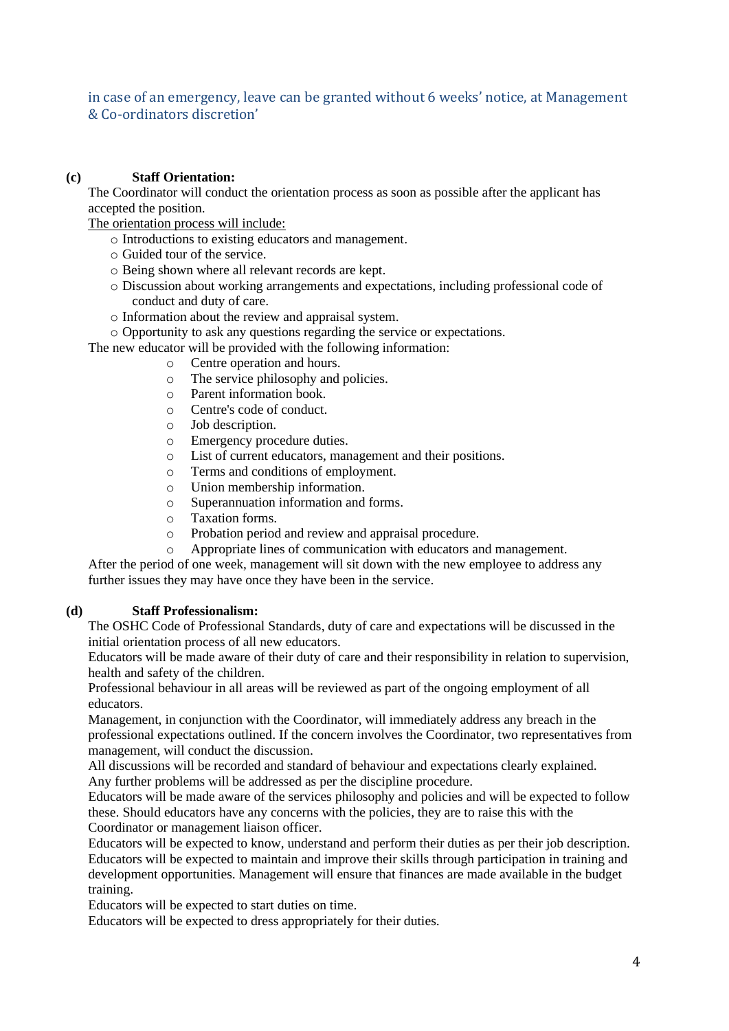in case of an emergency, leave can be granted without 6 weeks' notice, at Management & Co-ordinators discretion'

**(c) Staff Orientation:**

The Coordinator will conduct the orientation process as soon as possible after the applicant has accepted the position.

<u>The orientation process will include:</u>

- Introductions to existing educators and management.
- Guided tour of the service.
- Being shown where all relevant records are kept.
- Discussion about working arrangements and expectations, including professional code of conduct and duty of care.
- Information about the review and appraisal system.
- Opportunity to ask any questions regarding the service or expectations.

The new educator will be provided with the following information:

- Centre operation and hours.
- The service philosophy and policies.
- Parent information book.
- Centre's code of conduct.
- Job description.
- Emergency procedure duties.
- List of current educators, management and their positions.
- Terms and conditions of employment.
- Union membership information.
- Superannuation information and forms.
- Taxation forms.
- Probation period and review and appraisal procedure.
- Appropriate lines of communication with educators and management.

After the period of one week, management will sit down with the new employee to address any further issues they may have once they have been in the service.

**(d) Staff Professionalism:**

The OSHC Code of Professional Standards, duty of care and expectations will be discussed in the initial orientation process of all new educators.

Educators will be made aware of their duty of care and their responsibility in relation to supervision, health and safety of the children.

Professional behaviour in all areas will be reviewed as part of the ongoing employment of all educators.

Management, in conjunction with the Coordinator, will immediately address any breach in the professional expectations outlined. If the concern involves the Coordinator, two representatives from management, will conduct the discussion.

All discussions will be recorded and standard of behaviour and expectations clearly explained.

Any further problems will be addressed as per the discipline procedure.

Educators will be made aware of the services philosophy and policies and will be expected to follow these. Should educators have any concerns with the policies, they are to raise this with the Coordinator or management liaison officer.

Educators will be expected to know, understand and perform their duties as per their job description.

Educators will be expected to maintain and improve their skills through participation in training and development opportunities. Management will ensure that finances are made available in the budget training.

Educators will be expected to start duties on time.

Educators will be expected to dress appropriately for their duties.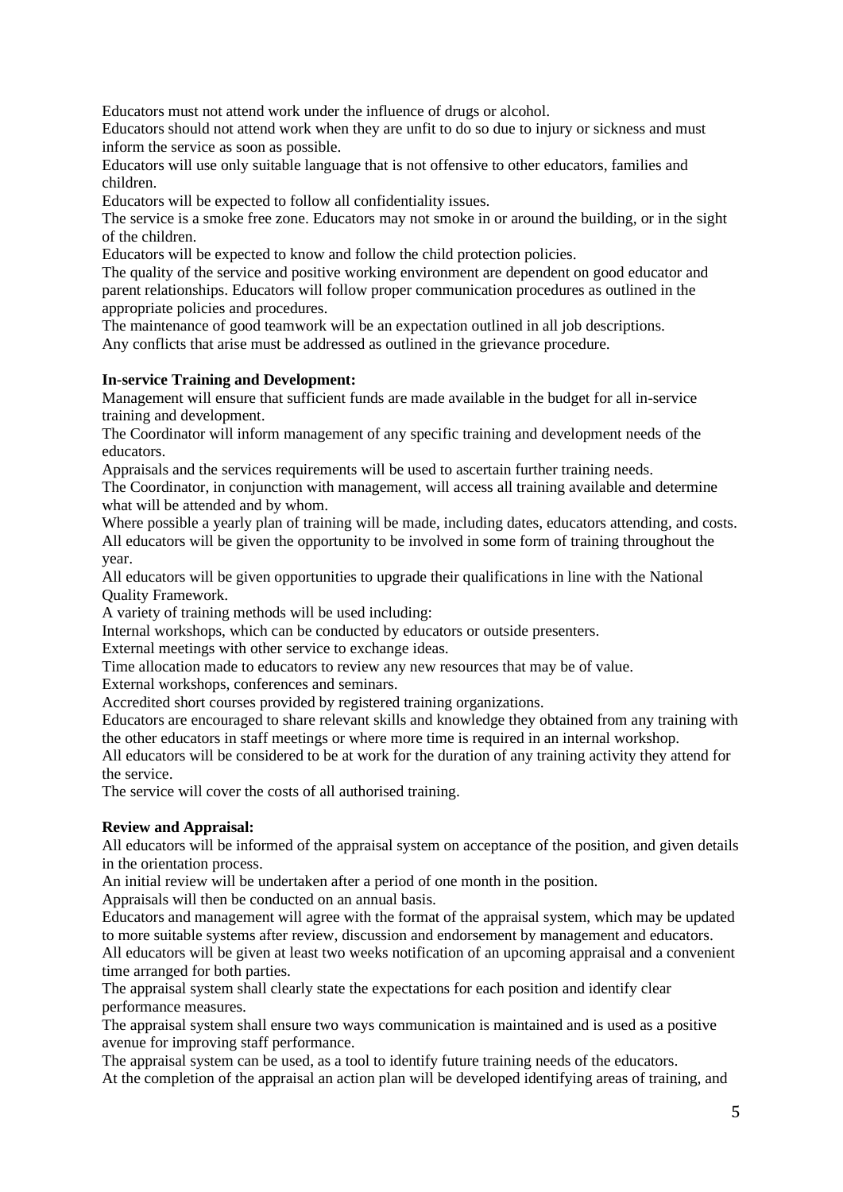Educators must not attend work under the influence of drugs or alcohol.

Educators should not attend work when they are unfit to do so due to injury or sickness and must inform the service as soon as possible.

Educators will use only suitable language that is not offensive to other educators, families and children.

Educators will be expected to follow all confidentiality issues.

The service is a smoke free zone. Educators may not smoke in or around the building, or in the sight of the children.

Educators will be expected to know and follow the child protection policies.

The quality of the service and positive working environment are dependent on good educator and parent relationships. Educators will follow proper communication procedures as outlined in the appropriate policies and procedures.

The maintenance of good teamwork will be an expectation outlined in all job descriptions.

Any conflicts that arise must be addressed as outlined in the grievance procedure.

**In-service Training and Development:**

Management will ensure that sufficient funds are made available in the budget for all in-service training and development.

The Coordinator will inform management of any specific training and development needs of the educators.

Appraisals and the services requirements will be used to ascertain further training needs.

The Coordinator, in conjunction with management, will access all training available and determine what will be attended and by whom.

Where possible a yearly plan of training will be made, including dates, educators attending, and costs.

All educators will be given the opportunity to be involved in some form of training throughout the year.

All educators will be given opportunities to upgrade their qualifications in line with the National Quality Framework.

A variety of training methods will be used including:

Internal workshops, which can be conducted by educators or outside presenters.

External meetings with other service to exchange ideas.

Time allocation made to educators to review any new resources that may be of value.

External workshops, conferences and seminars.

Accredited short courses provided by registered training organizations.

Educators are encouraged to share relevant skills and knowledge they obtained from any training with the other educators in staff meetings or where more time is required in an internal workshop.

All educators will be considered to be at work for the duration of any training activity they attend for the service.

The service will cover the costs of all authorised training.

**Review and Appraisal:**

All educators will be informed of the appraisal system on acceptance of the position, and given details in the orientation process.

An initial review will be undertaken after a period of one month in the position.

Appraisals will then be conducted on an annual basis.

Educators and management will agree with the format of the appraisal system, which may be updated to more suitable systems after review, discussion and endorsement by management and educators.

All educators will be given at least two weeks notification of an upcoming appraisal and a convenient time arranged for both parties.

The appraisal system shall clearly state the expectations for each position and identify clear performance measures.

The appraisal system shall ensure two ways communication is maintained and is used as a positive avenue for improving staff performance.

The appraisal system can be used, as a tool to identify future training needs of the educators.

At the completion of the appraisal an action plan will be developed identifying areas of training, and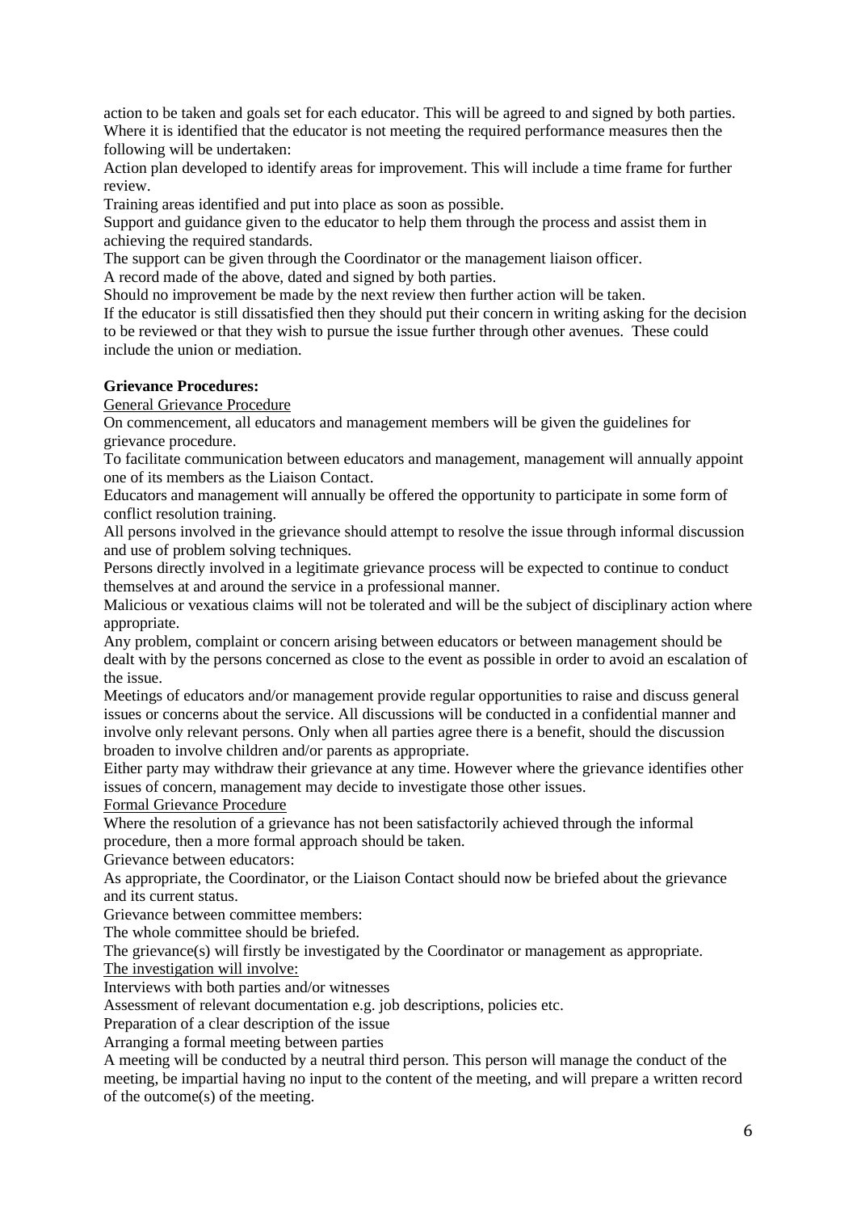action to be taken and goals set for each educator. This will be agreed to and signed by both parties. Where it is identified that the educator is not meeting the required performance measures then the following will be undertaken:

Action plan developed to identify areas for improvement. This will include a time frame for further review.

Training areas identified and put into place as soon as possible.

Support and guidance given to the educator to help them through the process and assist them in achieving the required standards.

The support can be given through the Coordinator or the management liaison officer.

A record made of the above, dated and signed by both parties.

Should no improvement be made by the next review then further action will be taken.

If the educator is still dissatisfied then they should put their concern in writing asking for the decision to be reviewed or that they wish to pursue the issue further through other avenues. These could include the union or mediation.

**Grievance Procedures:**

<u>General Grievance Procedure</u>

On commencement, all educators and management members will be given the guidelines for grievance procedure.

To facilitate communication between educators and management, management will annually appoint one of its members as the Liaison Contact.

Educators and management will annually be offered the opportunity to participate in some form of conflict resolution training.

All persons involved in the grievance should attempt to resolve the issue through informal discussion and use of problem solving techniques.

Persons directly involved in a legitimate grievance process will be expected to continue to conduct themselves at and around the service in a professional manner.

Malicious or vexatious claims will not be tolerated and will be the subject of disciplinary action where appropriate.

Any problem, complaint or concern arising between educators or between management should be dealt with by the persons concerned as close to the event as possible in order to avoid an escalation of the issue.

Meetings of educators and/or management provide regular opportunities to raise and discuss general issues or concerns about the service. All discussions will be conducted in a confidential manner and involve only relevant persons. Only when all parties agree there is a benefit, should the discussion broaden to involve children and/or parents as appropriate.

Either party may withdraw their grievance at any time. However where the grievance identifies other issues of concern, management may decide to investigate those other issues.

<u>Formal Grievance Procedure</u>

Where the resolution of a grievance has not been satisfactorily achieved through the informal procedure, then a more formal approach should be taken.

Grievance between educators:

As appropriate, the Coordinator, or the Liaison Contact should now be briefed about the grievance and its current status.

Grievance between committee members:

The whole committee should be briefed.

The grievance(s) will firstly be investigated by the Coordinator or management as appropriate.

<u>The investigation will involve:</u>

Interviews with both parties and/or witnesses

Assessment of relevant documentation e.g. job descriptions, policies etc.

Preparation of a clear description of the issue

Arranging a formal meeting between parties

A meeting will be conducted by a neutral third person. This person will manage the conduct of the meeting, be impartial having no input to the content of the meeting, and will prepare a written record of the outcome(s) of the meeting.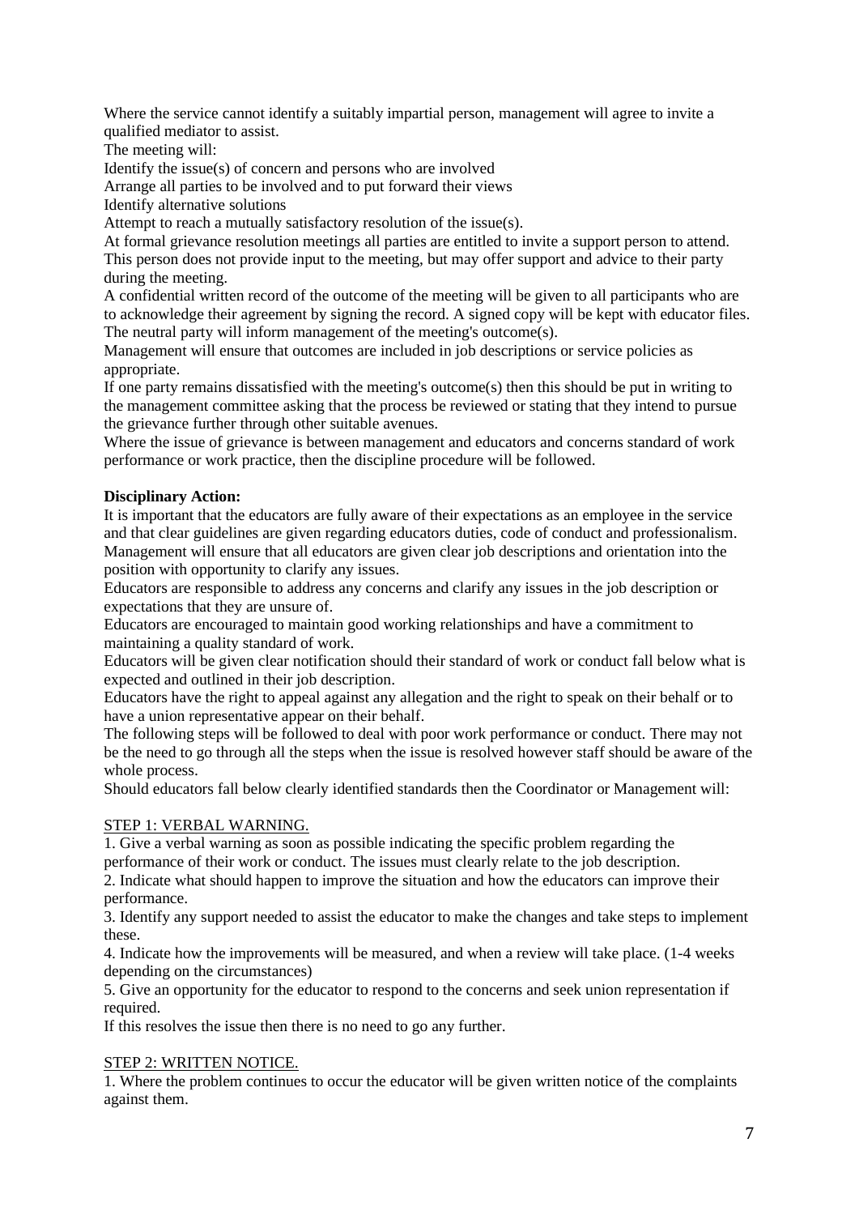Where the service cannot identify a suitably impartial person, management will agree to invite a qualified mediator to assist.

The meeting will:

Identify the issue(s) of concern and persons who are involved

Arrange all parties to be involved and to put forward their views

Identify alternative solutions

Attempt to reach a mutually satisfactory resolution of the issue(s).

At formal grievance resolution meetings all parties are entitled to invite a support person to attend. This person does not provide input to the meeting, but may offer support and advice to their party during the meeting.

A confidential written record of the outcome of the meeting will be given to all participants who are to acknowledge their agreement by signing the record. A signed copy will be kept with educator files.

The neutral party will inform management of the meeting's outcome(s).

Management will ensure that outcomes are included in job descriptions or service policies as appropriate.

If one party remains dissatisfied with the meeting's outcome(s) then this should be put in writing to the management committee asking that the process be reviewed or stating that they intend to pursue the grievance further through other suitable avenues.

Where the issue of grievance is between management and educators and concerns standard of work performance or work practice, then the discipline procedure will be followed.

**Disciplinary Action:**

It is important that the educators are fully aware of their expectations as an employee in the service and that clear guidelines are given regarding educators duties, code of conduct and professionalism.

Management will ensure that all educators are given clear job descriptions and orientation into the position with opportunity to clarify any issues.

Educators are responsible to address any concerns and clarify any issues in the job description or expectations that they are unsure of.

Educators are encouraged to maintain good working relationships and have a commitment to maintaining a quality standard of work.

Educators will be given clear notification should their standard of work or conduct fall below what is expected and outlined in their job description.

Educators have the right to appeal against any allegation and the right to speak on their behalf or to have a union representative appear on their behalf.

The following steps will be followed to deal with poor work performance or conduct. There may not be the need to go through all the steps when the issue is resolved however staff should be aware of the whole process.

Should educators fall below clearly identified standards then the Coordinator or Management will:

STEP 1: VERBAL WARNING.

1. Give a verbal warning as soon as possible indicating the specific problem regarding the performance of their work or conduct. The issues must clearly relate to the job description.
2. Indicate what should happen to improve the situation and how the educators can improve their performance.
3. Identify any support needed to assist the educator to make the changes and take steps to implement these.
4. Indicate how the improvements will be measured, and when a review will take place. (1-4 weeks depending on the circumstances)
5. Give an opportunity for the educator to respond to the concerns and seek union representation if required.

If this resolves the issue then there is no need to go any further.

STEP 2: WRITTEN NOTICE.

1. Where the problem continues to occur the educator will be given written notice of the complaints against them.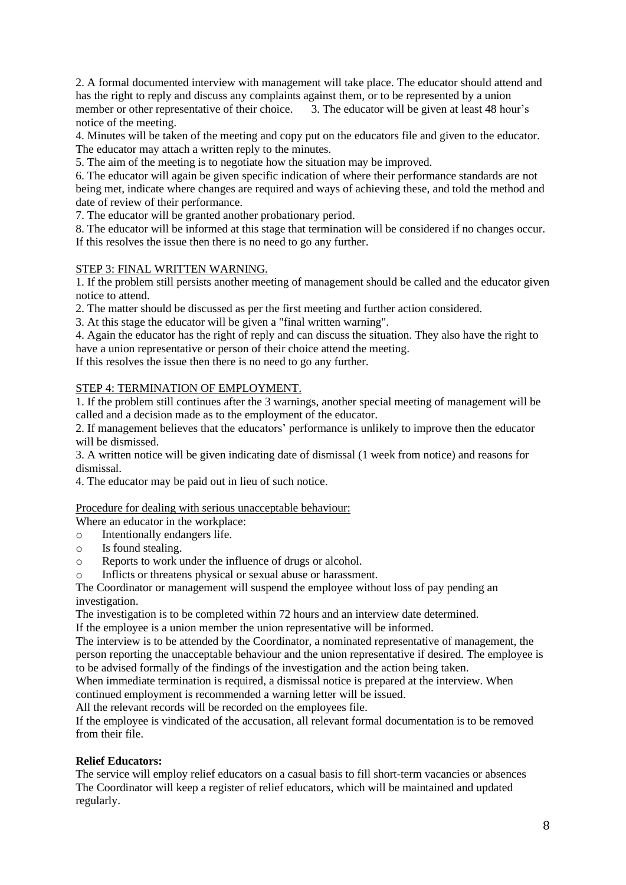2. A formal documented interview with management will take place. The educator should attend and has the right to reply and discuss any complaints against them, or to be represented by a union member or other representative of their choice.
3. The educator will be given at least 48 hour's notice of the meeting.
4. Minutes will be taken of the meeting and copy put on the educators file and given to the educator. The educator may attach a written reply to the minutes.
5. The aim of the meeting is to negotiate how the situation may be improved.
6. The educator will again be given specific indication of where their performance standards are not being met, indicate where changes are required and ways of achieving these, and told the method and date of review of their performance.
7. The educator will be granted another probationary period.
8. The educator will be informed at this stage that termination will be considered if no changes occur.

If this resolves the issue then there is no need to go any further.

STEP 3: FINAL WRITTEN WARNING.

1. If the problem still persists another meeting of management should be called and the educator given notice to attend.
2. The matter should be discussed as per the first meeting and further action considered.
3. At this stage the educator will be given a "final written warning".
4. Again the educator has the right of reply and can discuss the situation. They also have the right to have a union representative or person of their choice attend the meeting.

If this resolves the issue then there is no need to go any further.

STEP 4: TERMINATION OF EMPLOYMENT.

1. If the problem still continues after the 3 warnings, another special meeting of management will be called and a decision made as to the employment of the educator.
2. If management believes that the educators' performance is unlikely to improve then the educator will be dismissed.
3. A written notice will be given indicating date of dismissal (1 week from notice) and reasons for dismissal.
4. The educator may be paid out in lieu of such notice.

Procedure for dealing with serious unacceptable behaviour:

Where an educator in the workplace:

- Intentionally endangers life.
- Is found stealing.
- Reports to work under the influence of drugs or alcohol.
- Inflicts or threatens physical or sexual abuse or harassment.

The Coordinator or management will suspend the employee without loss of pay pending an investigation.

The investigation is to be completed within 72 hours and an interview date determined.

If the employee is a union member the union representative will be informed.

The interview is to be attended by the Coordinator, a nominated representative of management, the person reporting the unacceptable behaviour and the union representative if desired. The employee is to be advised formally of the findings of the investigation and the action being taken.

When immediate termination is required, a dismissal notice is prepared at the interview. When continued employment is recommended a warning letter will be issued.

All the relevant records will be recorded on the employees file.

If the employee is vindicated of the accusation, all relevant formal documentation is to be removed from their file.

**Relief Educators:**

The service will employ relief educators on a casual basis to fill short-term vacancies or absences The Coordinator will keep a register of relief educators, which will be maintained and updated regularly.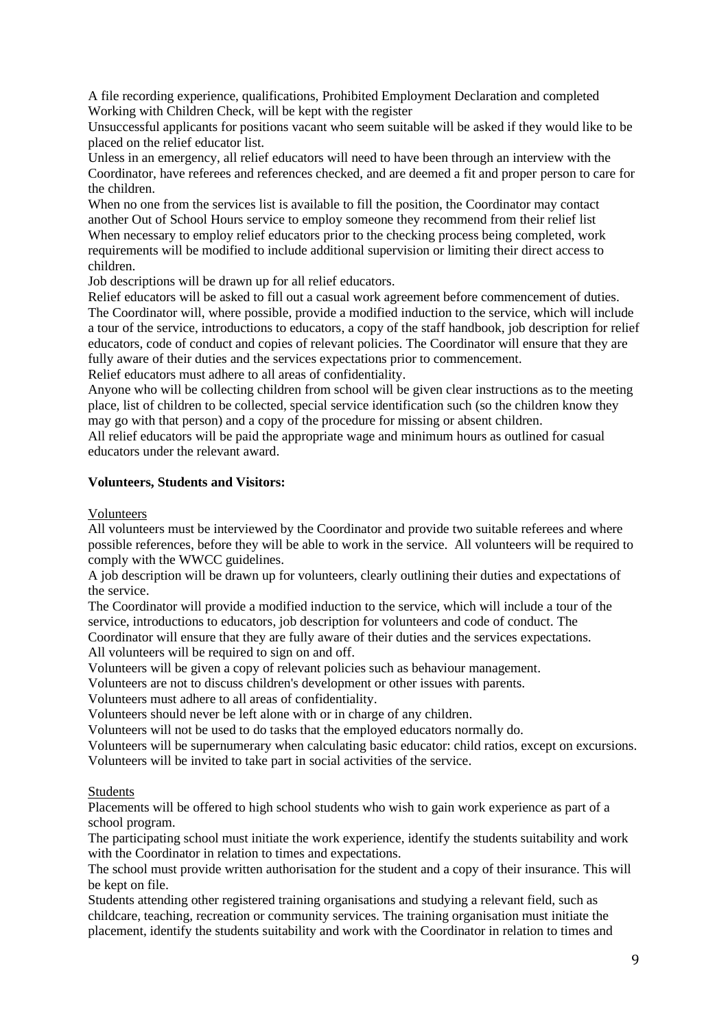A file recording experience, qualifications, Prohibited Employment Declaration and completed Working with Children Check, will be kept with the register

Unsuccessful applicants for positions vacant who seem suitable will be asked if they would like to be placed on the relief educator list.

Unless in an emergency, all relief educators will need to have been through an interview with the Coordinator, have referees and references checked, and are deemed a fit and proper person to care for the children.

When no one from the services list is available to fill the position, the Coordinator may contact another Out of School Hours service to employ someone they recommend from their relief list

When necessary to employ relief educators prior to the checking process being completed, work requirements will be modified to include additional supervision or limiting their direct access to children.

Job descriptions will be drawn up for all relief educators.

Relief educators will be asked to fill out a casual work agreement before commencement of duties.

The Coordinator will, where possible, provide a modified induction to the service, which will include a tour of the service, introductions to educators, a copy of the staff handbook, job description for relief educators, code of conduct and copies of relevant policies. The Coordinator will ensure that they are fully aware of their duties and the services expectations prior to commencement.

Relief educators must adhere to all areas of confidentiality.

Anyone who will be collecting children from school will be given clear instructions as to the meeting place, list of children to be collected, special service identification such (so the children know they may go with that person) and a copy of the procedure for missing or absent children.

All relief educators will be paid the appropriate wage and minimum hours as outlined for casual educators under the relevant award.

**Volunteers, Students and Visitors:**

Volunteers

All volunteers must be interviewed by the Coordinator and provide two suitable referees and where possible references, before they will be able to work in the service. All volunteers will be required to comply with the WWCC guidelines.

A job description will be drawn up for volunteers, clearly outlining their duties and expectations of the service.

The Coordinator will provide a modified induction to the service, which will include a tour of the service, introductions to educators, job description for volunteers and code of conduct. The Coordinator will ensure that they are fully aware of their duties and the services expectations.

All volunteers will be required to sign on and off.

Volunteers will be given a copy of relevant policies such as behaviour management.

Volunteers are not to discuss children's development or other issues with parents.

Volunteers must adhere to all areas of confidentiality.

Volunteers should never be left alone with or in charge of any children.

Volunteers will not be used to do tasks that the employed educators normally do.

Volunteers will be supernumerary when calculating basic educator: child ratios, except on excursions.

Volunteers will be invited to take part in social activities of the service.

Students

Placements will be offered to high school students who wish to gain work experience as part of a school program.

The participating school must initiate the work experience, identify the students suitability and work with the Coordinator in relation to times and expectations.

The school must provide written authorisation for the student and a copy of their insurance. This will be kept on file.

Students attending other registered training organisations and studying a relevant field, such as childcare, teaching, recreation or community services. The training organisation must initiate the placement, identify the students suitability and work with the Coordinator in relation to times and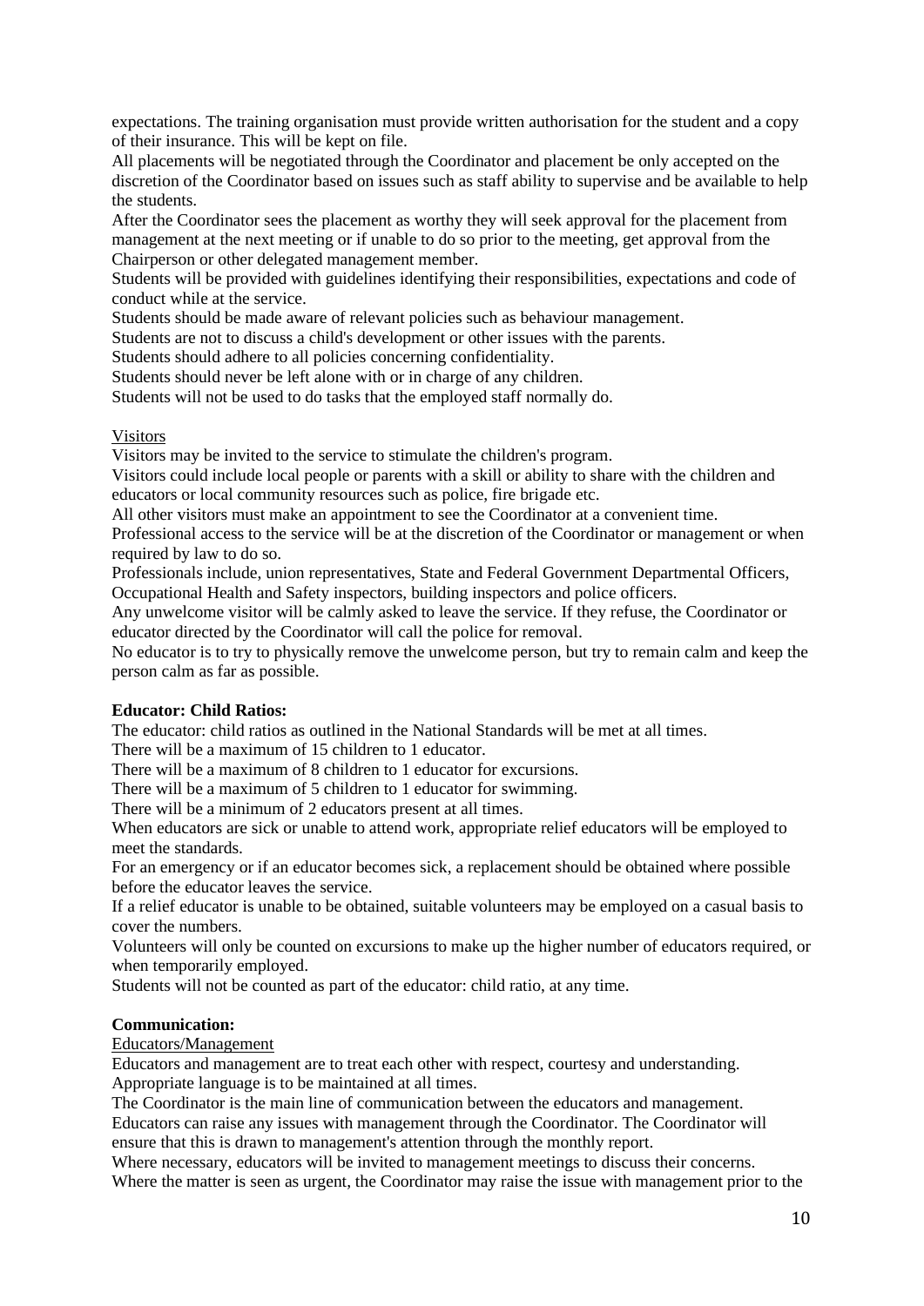expectations. The training organisation must provide written authorisation for the student and a copy of their insurance. This will be kept on file.

All placements will be negotiated through the Coordinator and placement be only accepted on the discretion of the Coordinator based on issues such as staff ability to supervise and be available to help the students.

After the Coordinator sees the placement as worthy they will seek approval for the placement from management at the next meeting or if unable to do so prior to the meeting, get approval from the Chairperson or other delegated management member.

Students will be provided with guidelines identifying their responsibilities, expectations and code of conduct while at the service.

Students should be made aware of relevant policies such as behaviour management.

Students are not to discuss a child's development or other issues with the parents.

Students should adhere to all policies concerning confidentiality.

Students should never be left alone with or in charge of any children.

Students will not be used to do tasks that the employed staff normally do.

<u>Visitors</u>

Visitors may be invited to the service to stimulate the children's program.

Visitors could include local people or parents with a skill or ability to share with the children and educators or local community resources such as police, fire brigade etc.

All other visitors must make an appointment to see the Coordinator at a convenient time.

Professional access to the service will be at the discretion of the Coordinator or management or when required by law to do so.

Professionals include, union representatives, State and Federal Government Departmental Officers, Occupational Health and Safety inspectors, building inspectors and police officers.

Any unwelcome visitor will be calmly asked to leave the service. If they refuse, the Coordinator or educator directed by the Coordinator will call the police for removal.

No educator is to try to physically remove the unwelcome person, but try to remain calm and keep the person calm as far as possible.

**Educator: Child Ratios:**

The educator: child ratios as outlined in the National Standards will be met at all times.

There will be a maximum of 15 children to 1 educator.

There will be a maximum of 8 children to 1 educator for excursions.

There will be a maximum of 5 children to 1 educator for swimming.

There will be a minimum of 2 educators present at all times.

When educators are sick or unable to attend work, appropriate relief educators will be employed to meet the standards.

For an emergency or if an educator becomes sick, a replacement should be obtained where possible before the educator leaves the service.

If a relief educator is unable to be obtained, suitable volunteers may be employed on a casual basis to cover the numbers.

Volunteers will only be counted on excursions to make up the higher number of educators required, or when temporarily employed.

Students will not be counted as part of the educator: child ratio, at any time.

**Communication:**

<u>Educators/Management</u>

Educators and management are to treat each other with respect, courtesy and understanding.

Appropriate language is to be maintained at all times.

The Coordinator is the main line of communication between the educators and management.

Educators can raise any issues with management through the Coordinator. The Coordinator will ensure that this is drawn to management's attention through the monthly report.

Where necessary, educators will be invited to management meetings to discuss their concerns.

Where the matter is seen as urgent, the Coordinator may raise the issue with management prior to the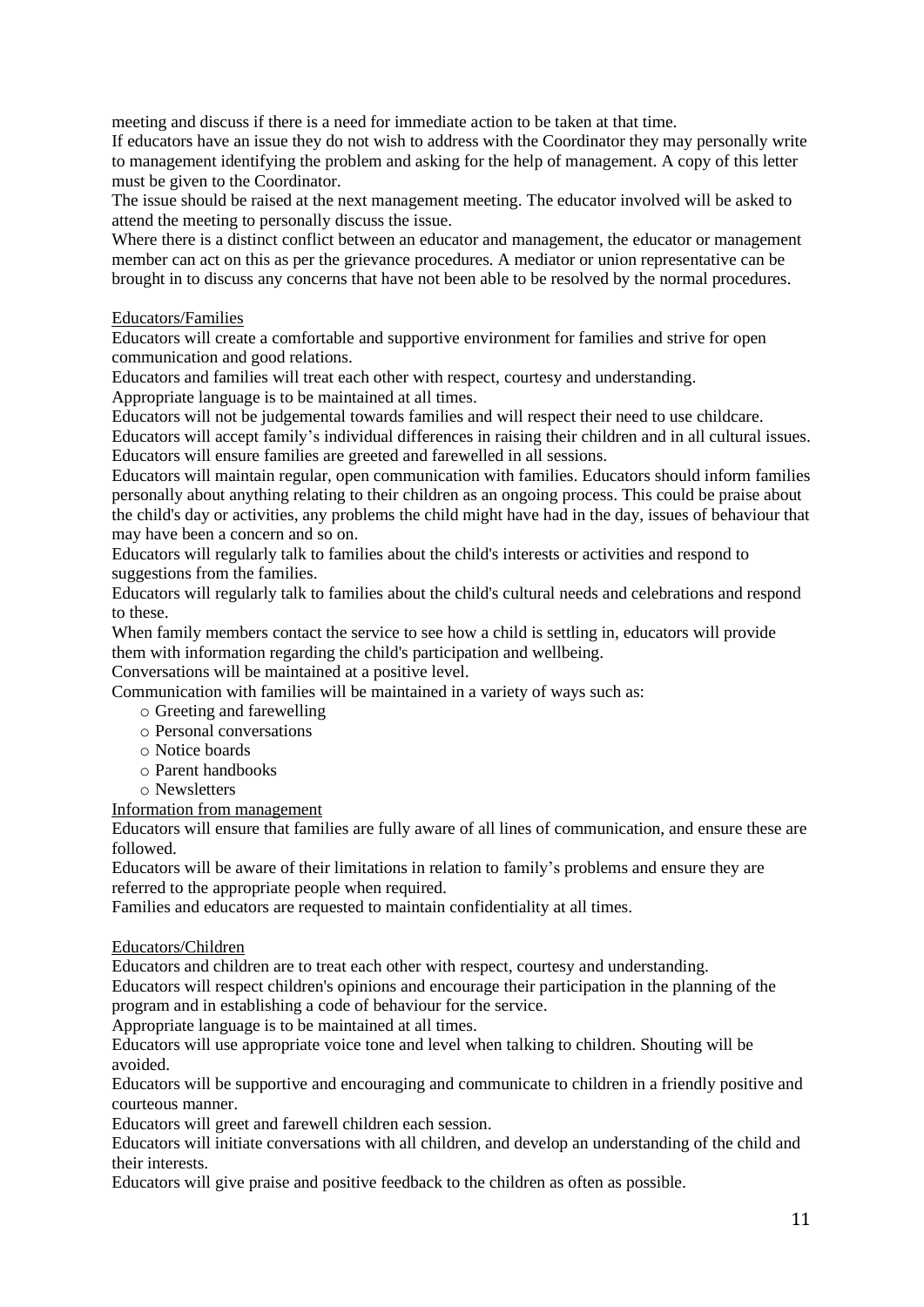meeting and discuss if there is a need for immediate action to be taken at that time.

If educators have an issue they do not wish to address with the Coordinator they may personally write to management identifying the problem and asking for the help of management. A copy of this letter must be given to the Coordinator.

The issue should be raised at the next management meeting. The educator involved will be asked to attend the meeting to personally discuss the issue.

Where there is a distinct conflict between an educator and management, the educator or management member can act on this as per the grievance procedures. A mediator or union representative can be brought in to discuss any concerns that have not been able to be resolved by the normal procedures.

<u>Educators/Families</u>

Educators will create a comfortable and supportive environment for families and strive for open communication and good relations.

Educators and families will treat each other with respect, courtesy and understanding.

Appropriate language is to be maintained at all times.

Educators will not be judgemental towards families and will respect their need to use childcare.

Educators will accept family's individual differences in raising their children and in all cultural issues.

Educators will ensure families are greeted and farewelled in all sessions.

Educators will maintain regular, open communication with families. Educators should inform families personally about anything relating to their children as an ongoing process. This could be praise about the child's day or activities, any problems the child might have had in the day, issues of behaviour that may have been a concern and so on.

Educators will regularly talk to families about the child's interests or activities and respond to suggestions from the families.

Educators will regularly talk to families about the child's cultural needs and celebrations and respond to these.

When family members contact the service to see how a child is settling in, educators will provide them with information regarding the child's participation and wellbeing.

Conversations will be maintained at a positive level.

Communication with families will be maintained in a variety of ways such as:

- Greeting and farewelling
- Personal conversations
- Notice boards
- Parent handbooks
- Newsletters

<u>Information from management</u>

Educators will ensure that families are fully aware of all lines of communication, and ensure these are followed.

Educators will be aware of their limitations in relation to family's problems and ensure they are referred to the appropriate people when required.

Families and educators are requested to maintain confidentiality at all times.

<u>Educators/Children</u>

Educators and children are to treat each other with respect, courtesy and understanding.

Educators will respect children's opinions and encourage their participation in the planning of the program and in establishing a code of behaviour for the service.

Appropriate language is to be maintained at all times.

Educators will use appropriate voice tone and level when talking to children. Shouting will be avoided.

Educators will be supportive and encouraging and communicate to children in a friendly positive and courteous manner.

Educators will greet and farewell children each session.

Educators will initiate conversations with all children, and develop an understanding of the child and their interests.

Educators will give praise and positive feedback to the children as often as possible.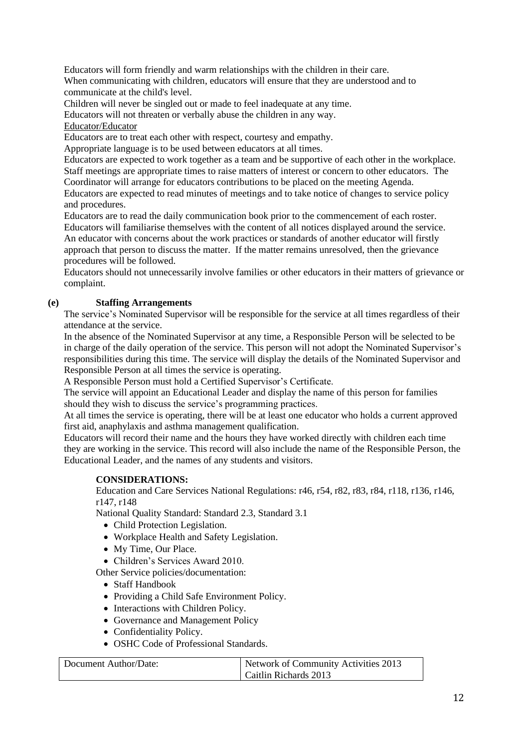Educators will form friendly and warm relationships with the children in their care.

When communicating with children, educators will ensure that they are understood and to communicate at the child's level.

Children will never be singled out or made to feel inadequate at any time.

Educators will not threaten or verbally abuse the children in any way.

<u>Educator/Educator</u>

Educators are to treat each other with respect, courtesy and empathy.

Appropriate language is to be used between educators at all times.

Educators are expected to work together as a team and be supportive of each other in the workplace.

Staff meetings are appropriate times to raise matters of interest or concern to other educators. The Coordinator will arrange for educators contributions to be placed on the meeting Agenda.

Educators are expected to read minutes of meetings and to take notice of changes to service policy and procedures.

Educators are to read the daily communication book prior to the commencement of each roster.

Educators will familiarise themselves with the content of all notices displayed around the service.

An educator with concerns about the work practices or standards of another educator will firstly approach that person to discuss the matter. If the matter remains unresolved, then the grievance procedures will be followed.

Educators should not unnecessarily involve families or other educators in their matters of grievance or complaint.

**(e) Staffing Arrangements**

The service's Nominated Supervisor will be responsible for the service at all times regardless of their attendance at the service.

In the absence of the Nominated Supervisor at any time, a Responsible Person will be selected to be in charge of the daily operation of the service. This person will not adopt the Nominated Supervisor's responsibilities during this time. The service will display the details of the Nominated Supervisor and Responsible Person at all times the service is operating.

A Responsible Person must hold a Certified Supervisor's Certificate.

The service will appoint an Educational Leader and display the name of this person for families should they wish to discuss the service's programming practices.

At all times the service is operating, there will be at least one educator who holds a current approved first aid, anaphylaxis and asthma management qualification.

Educators will record their name and the hours they have worked directly with children each time they are working in the service. This record will also include the name of the Responsible Person, the Educational Leader, and the names of any students and visitors.

**CONSIDERATIONS:**

Education and Care Services National Regulations: r46, r54, r82, r83, r84, r118, r136, r146, r147, r148

National Quality Standard: Standard 2.3, Standard 3.1

- Child Protection Legislation.
- Workplace Health and Safety Legislation.
- My Time, Our Place.
- Children's Services Award 2010.

Other Service policies/documentation:

- Staff Handbook
- Providing a Child Safe Environment Policy.
- Interactions with Children Policy.
- Governance and Management Policy
- Confidentiality Policy.
- OSHC Code of Professional Standards.

| Document Author/Date: | Network of Community Activities 2013<br>Caitlin Richards 2013 |
|---|---|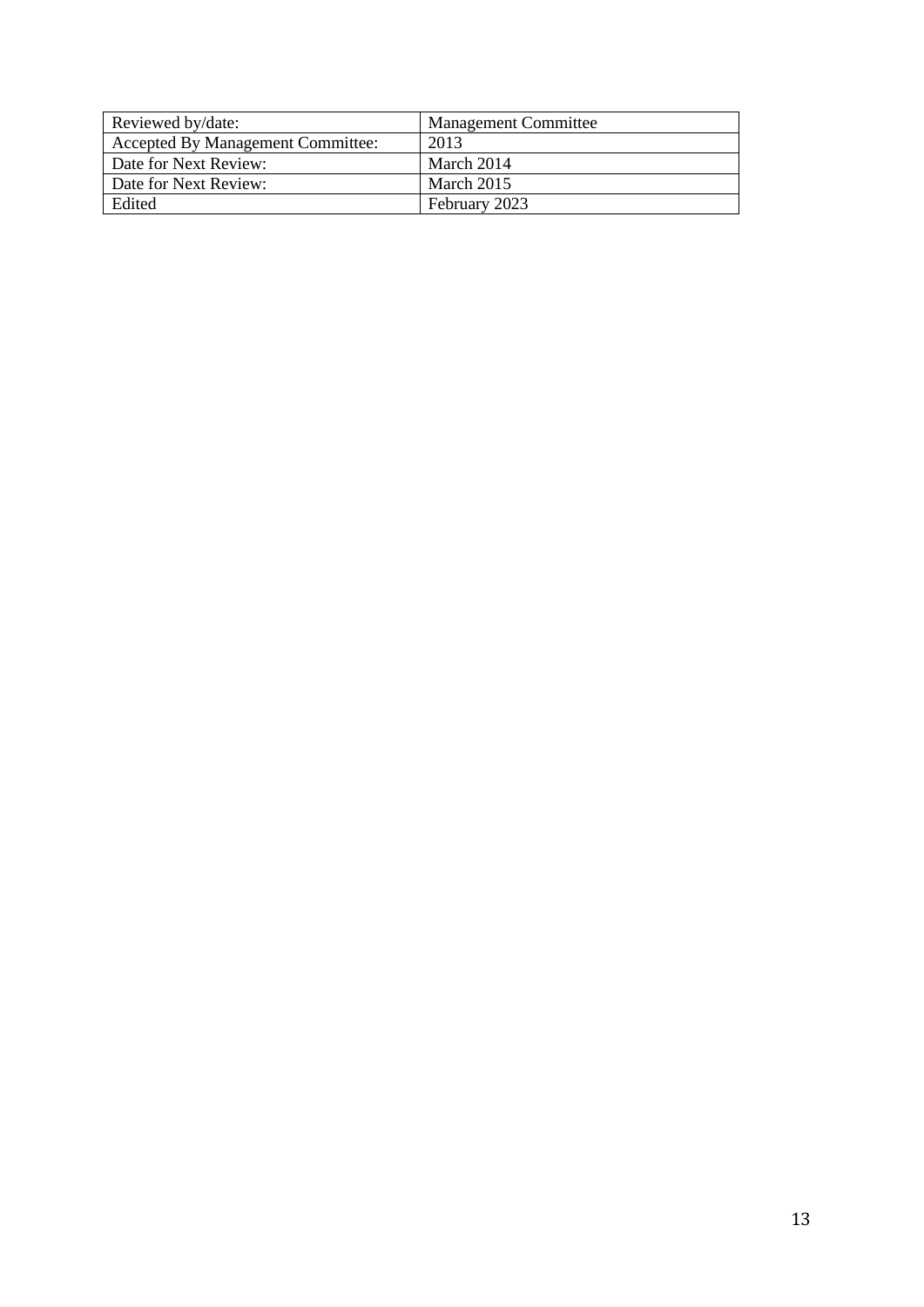| | |
|---|---|
| Reviewed by/date: | Management Committee |
| Accepted By Management Committee: | 2013 |
| Date for Next Review: | March 2014 |
| Date for Next Review: | March 2015 |
| Edited | February 2023 |